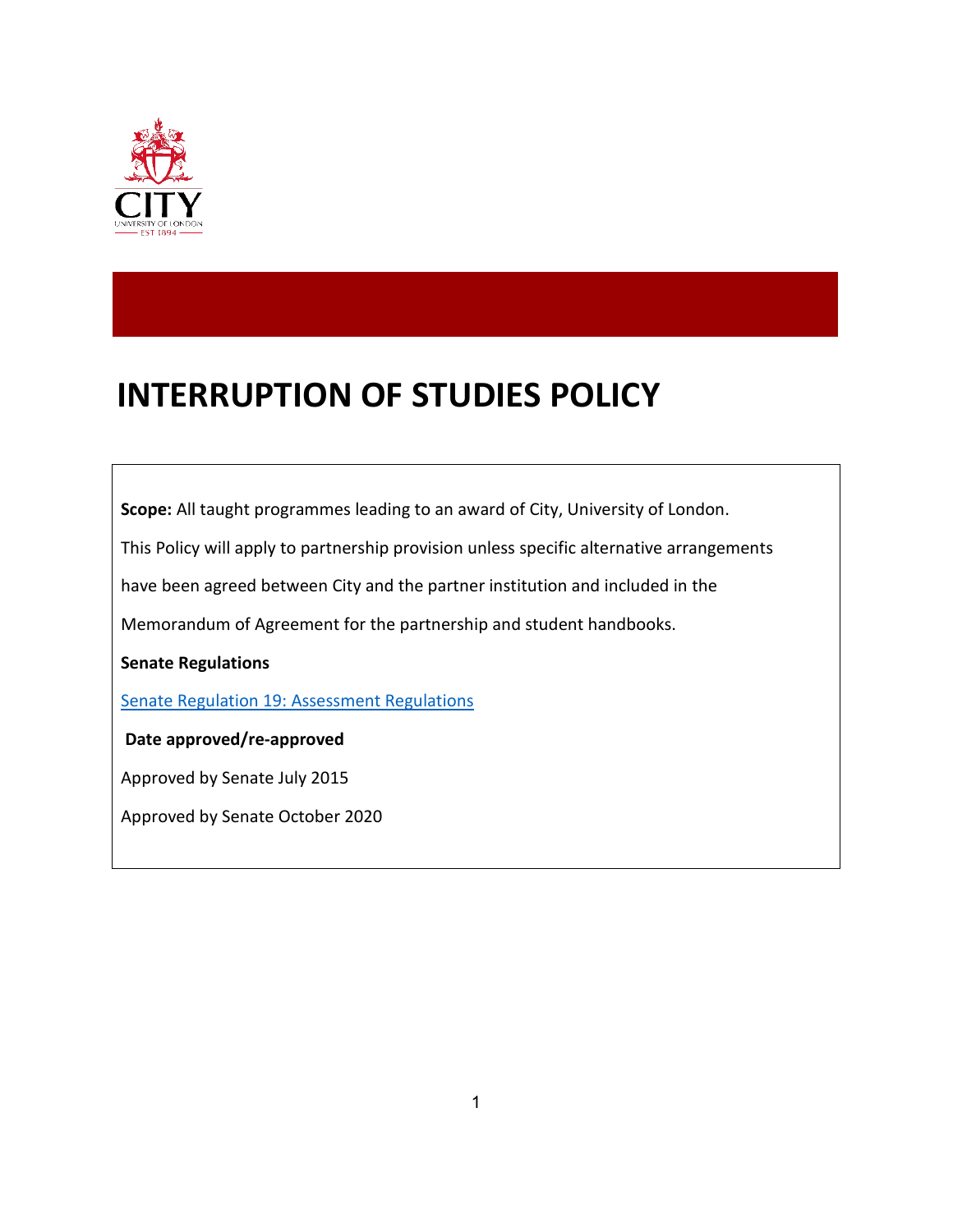# INTERRUPTION OF STUDIES POLICY

**Scope:** All taught programmes leading to an award of City, University of London.

This Policy will apply to partnership provision unless specific alternative arrangements have been agreed between City and the partner institution and included in the Memorandum of Agreement for the partnership and student handbooks.

**Senate Regulations**

Senate Regulation 19: Assessment Regulations

**Date approved/re-approved**

Approved by Senate July 2015

Approved by Senate October 2020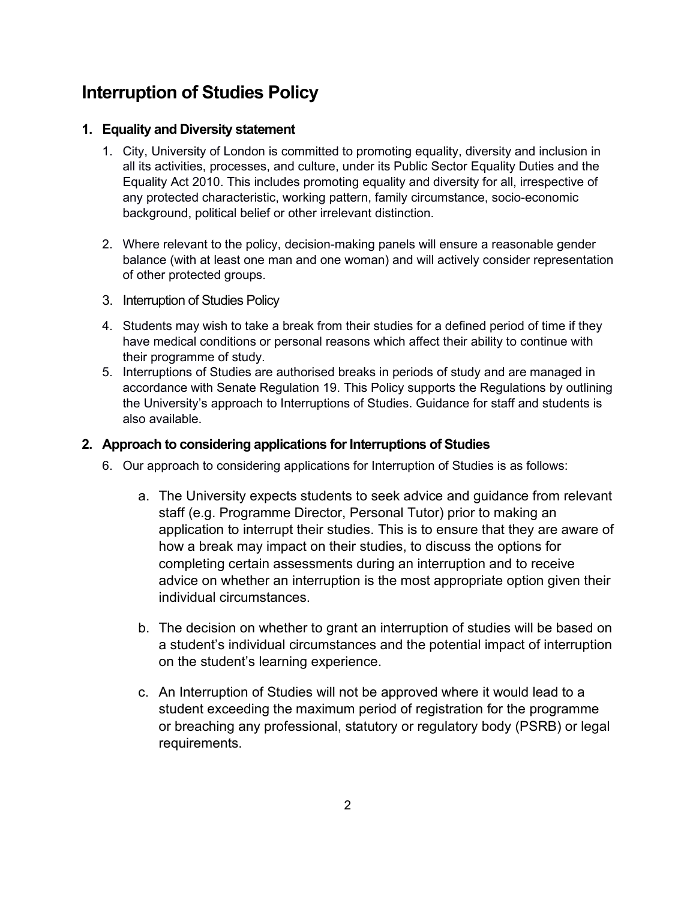## Interruption of Studies Policy

### 1. Equality and Diversity statement

1. City, University of London is committed to promoting equality, diversity and inclusion in all its activities, processes, and culture, under its Public Sector Equality Duties and the Equality Act 2010. This includes promoting equality and diversity for all, irrespective of any protected characteristic, working pattern, family circumstance, socio-economic background, political belief or other irrelevant distinction.

2. Where relevant to the policy, decision-making panels will ensure a reasonable gender balance (with at least one man and one woman) and will actively consider representation of other protected groups.

3. Interruption of Studies Policy

4. Students may wish to take a break from their studies for a defined period of time if they have medical conditions or personal reasons which affect their ability to continue with their programme of study.
5. Interruptions of Studies are authorised breaks in periods of study and are managed in accordance with Senate Regulation 19. This Policy supports the Regulations by outlining the University's approach to Interruptions of Studies. Guidance for staff and students is also available.

### 2. Approach to considering applications for Interruptions of Studies

6. Our approach to considering applications for Interruption of Studies is as follows:

   a. The University expects students to seek advice and guidance from relevant staff (e.g. Programme Director, Personal Tutor) prior to making an application to interrupt their studies. This is to ensure that they are aware of how a break may impact on their studies, to discuss the options for completing certain assessments during an interruption and to receive advice on whether an interruption is the most appropriate option given their individual circumstances.

   b. The decision on whether to grant an interruption of studies will be based on a student's individual circumstances and the potential impact of interruption on the student's learning experience.

   c. An Interruption of Studies will not be approved where it would lead to a student exceeding the maximum period of registration for the programme or breaching any professional, statutory or regulatory body (PSRB) or legal requirements.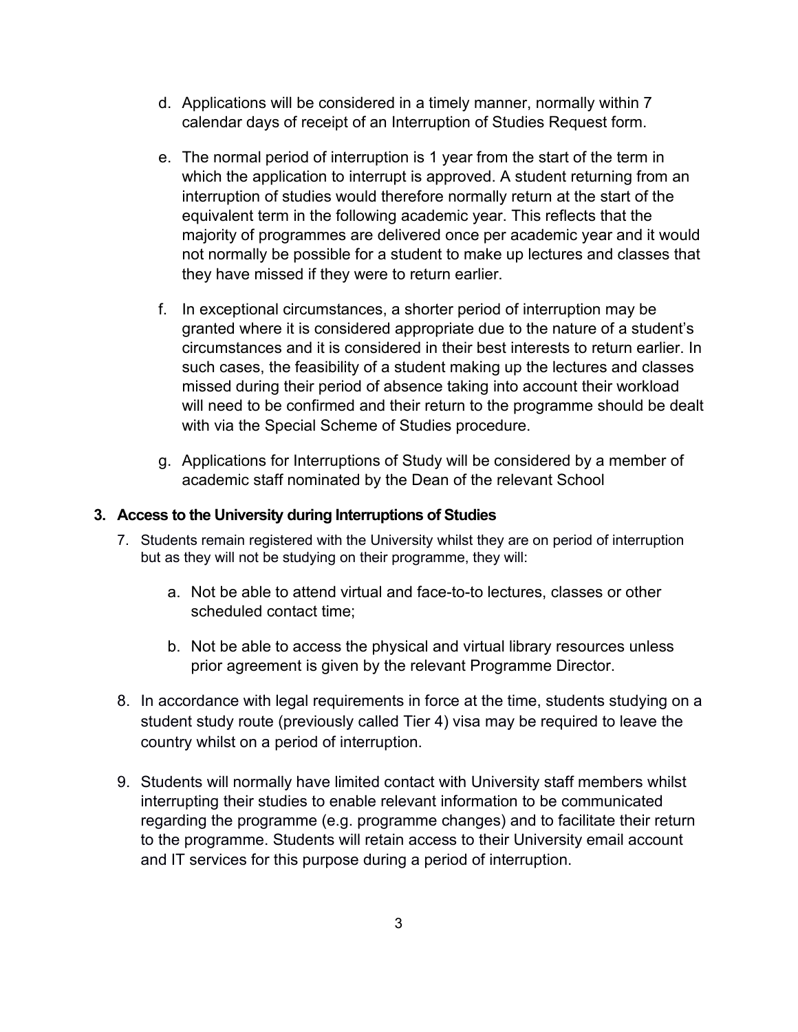d. Applications will be considered in a timely manner, normally within 7 calendar days of receipt of an Interruption of Studies Request form.

e. The normal period of interruption is 1 year from the start of the term in which the application to interrupt is approved. A student returning from an interruption of studies would therefore normally return at the start of the equivalent term in the following academic year. This reflects that the majority of programmes are delivered once per academic year and it would not normally be possible for a student to make up lectures and classes that they have missed if they were to return earlier.

f. In exceptional circumstances, a shorter period of interruption may be granted where it is considered appropriate due to the nature of a student's circumstances and it is considered in their best interests to return earlier. In such cases, the feasibility of a student making up the lectures and classes missed during their period of absence taking into account their workload will need to be confirmed and their return to the programme should be dealt with via the Special Scheme of Studies procedure.

g. Applications for Interruptions of Study will be considered by a member of academic staff nominated by the Dean of the relevant School

### 3. Access to the University during Interruptions of Studies

7. Students remain registered with the University whilst they are on period of interruption but as they will not be studying on their programme, they will:

   a. Not be able to attend virtual and face-to-to lectures, classes or other scheduled contact time;

   b. Not be able to access the physical and virtual library resources unless prior agreement is given by the relevant Programme Director.

8. In accordance with legal requirements in force at the time, students studying on a student study route (previously called Tier 4) visa may be required to leave the country whilst on a period of interruption.

9. Students will normally have limited contact with University staff members whilst interrupting their studies to enable relevant information to be communicated regarding the programme (e.g. programme changes) and to facilitate their return to the programme. Students will retain access to their University email account and IT services for this purpose during a period of interruption.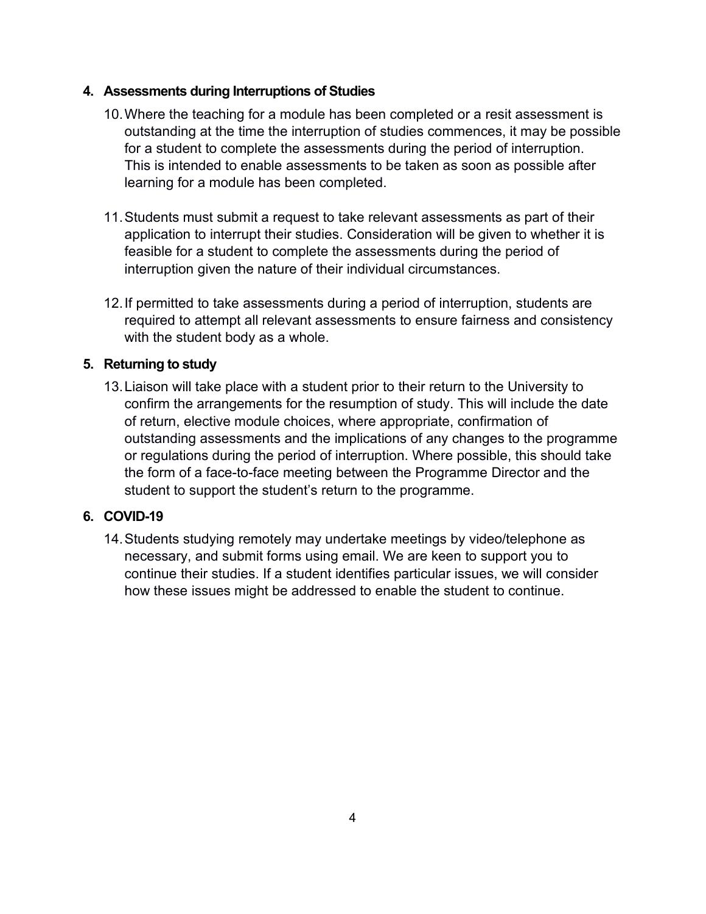## 4. Assessments during Interruptions of Studies

10. Where the teaching for a module has been completed or a resit assessment is outstanding at the time the interruption of studies commences, it may be possible for a student to complete the assessments during the period of interruption. This is intended to enable assessments to be taken as soon as possible after learning for a module has been completed.

11. Students must submit a request to take relevant assessments as part of their application to interrupt their studies. Consideration will be given to whether it is feasible for a student to complete the assessments during the period of interruption given the nature of their individual circumstances.

12. If permitted to take assessments during a period of interruption, students are required to attempt all relevant assessments to ensure fairness and consistency with the student body as a whole.

## 5. Returning to study

13. Liaison will take place with a student prior to their return to the University to confirm the arrangements for the resumption of study. This will include the date of return, elective module choices, where appropriate, confirmation of outstanding assessments and the implications of any changes to the programme or regulations during the period of interruption. Where possible, this should take the form of a face-to-face meeting between the Programme Director and the student to support the student's return to the programme.

## 6. COVID-19

14. Students studying remotely may undertake meetings by video/telephone as necessary, and submit forms using email. We are keen to support you to continue their studies. If a student identifies particular issues, we will consider how these issues might be addressed to enable the student to continue.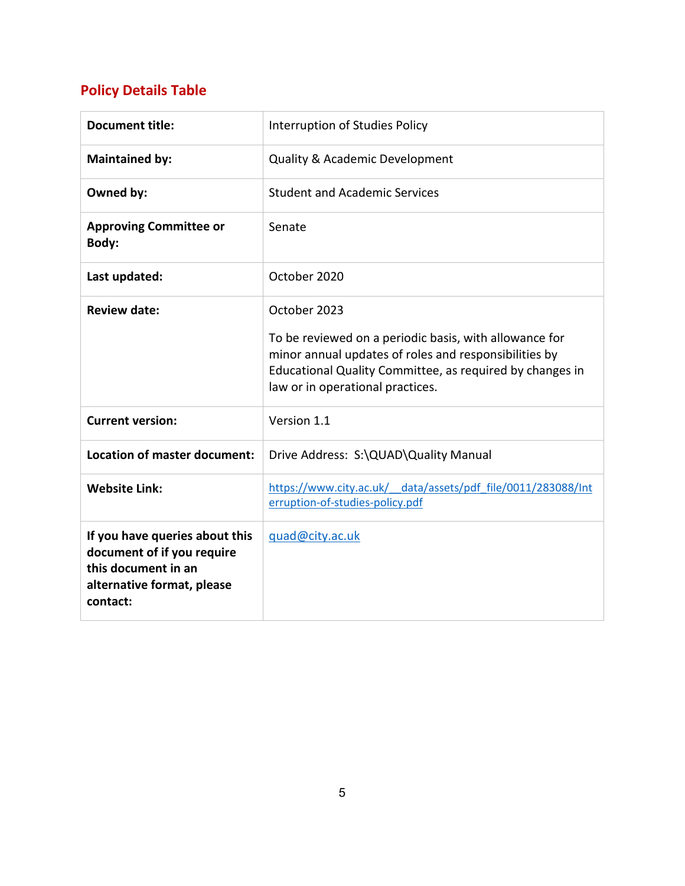## Policy Details Table

| | |
|---|---|
| **Document title:** | Interruption of Studies Policy |
| **Maintained by:** | Quality & Academic Development |
| **Owned by:** | Student and Academic Services |
| **Approving Committee or Body:** | Senate |
| **Last updated:** | October 2020 |
| **Review date:** | October 2023<br><br>To be reviewed on a periodic basis, with allowance for minor annual updates of roles and responsibilities by Educational Quality Committee, as required by changes in law or in operational practices. |
| **Current version:** | Version 1.1 |
| **Location of master document:** | Drive Address: S:\QUAD\Quality Manual |
| **Website Link:** | https://www.city.ac.uk/__data/assets/pdf_file/0011/283088/Interruption-of-studies-policy.pdf |
| **If you have queries about this document of if you require this document in an alternative format, please contact:** | quad@city.ac.uk |